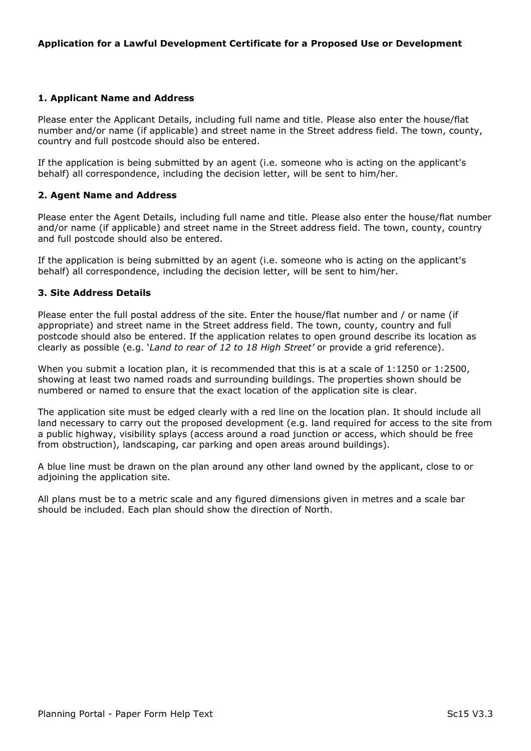**Application for a Lawful Development Certificate for a Proposed Use or Development**

## 1. Applicant Name and Address

Please enter the Applicant Details, including full name and title. Please also enter the house/flat number and/or name (if applicable) and street name in the Street address field. The town, county, country and full postcode should also be entered.

If the application is being submitted by an agent (i.e. someone who is acting on the applicant's behalf) all correspondence, including the decision letter, will be sent to him/her.

## 2. Agent Name and Address

Please enter the Agent Details, including full name and title. Please also enter the house/flat number and/or name (if applicable) and street name in the Street address field. The town, county, country and full postcode should also be entered.

If the application is being submitted by an agent (i.e. someone who is acting on the applicant's behalf) all correspondence, including the decision letter, will be sent to him/her.

## 3. Site Address Details

Please enter the full postal address of the site. Enter the house/flat number and / or name (if appropriate) and street name in the Street address field. The town, county, country and full postcode should also be entered. If the application relates to open ground describe its location as clearly as possible (e.g. '*Land to rear of 12 to 18 High Street'* or provide a grid reference).

When you submit a location plan, it is recommended that this is at a scale of 1:1250 or 1:2500, showing at least two named roads and surrounding buildings. The properties shown should be numbered or named to ensure that the exact location of the application site is clear.

The application site must be edged clearly with a red line on the location plan. It should include all land necessary to carry out the proposed development (e.g. land required for access to the site from a public highway, visibility splays (access around a road junction or access, which should be free from obstruction), landscaping, car parking and open areas around buildings).

A blue line must be drawn on the plan around any other land owned by the applicant, close to or adjoining the application site.

All plans must be to a metric scale and any figured dimensions given in metres and a scale bar should be included. Each plan should show the direction of North.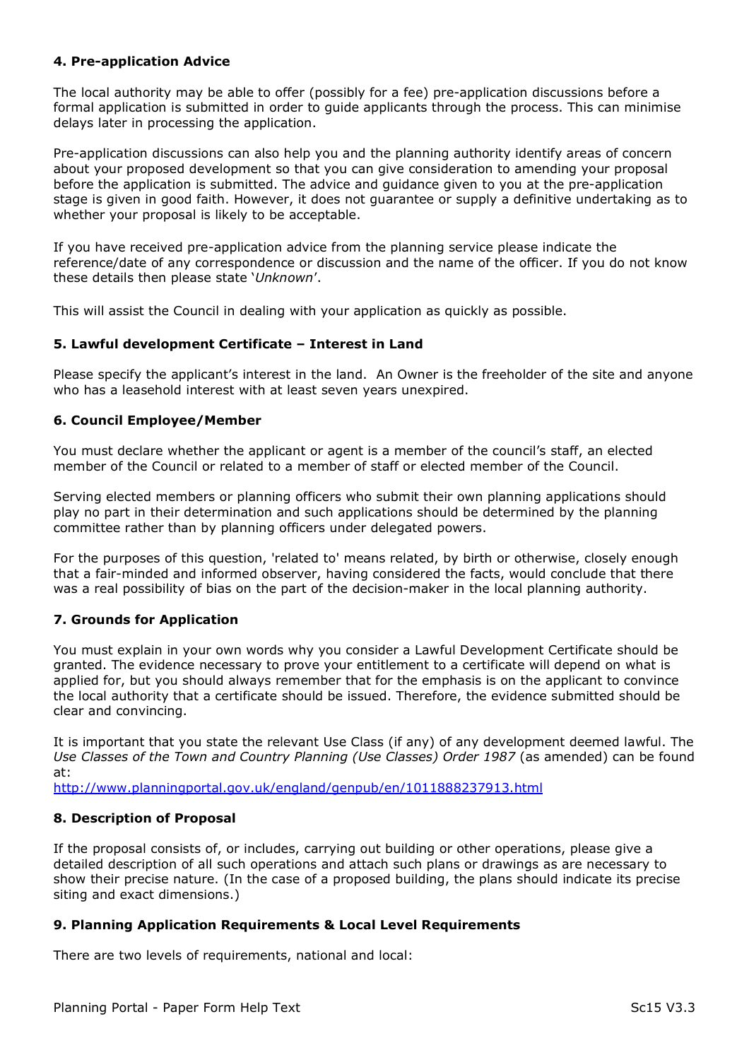### 4. Pre-application Advice

The local authority may be able to offer (possibly for a fee) pre-application discussions before a formal application is submitted in order to guide applicants through the process. This can minimise delays later in processing the application.

Pre-application discussions can also help you and the planning authority identify areas of concern about your proposed development so that you can give consideration to amending your proposal before the application is submitted. The advice and guidance given to you at the pre-application stage is given in good faith. However, it does not guarantee or supply a definitive undertaking as to whether your proposal is likely to be acceptable.

If you have received pre-application advice from the planning service please indicate the reference/date of any correspondence or discussion and the name of the officer. If you do not know these details then please state '*Unknown*'.

This will assist the Council in dealing with your application as quickly as possible.

### 5. Lawful development Certificate – Interest in Land

Please specify the applicant's interest in the land. An Owner is the freeholder of the site and anyone who has a leasehold interest with at least seven years unexpired.

### 6. Council Employee/Member

You must declare whether the applicant or agent is a member of the council's staff, an elected member of the Council or related to a member of staff or elected member of the Council.

Serving elected members or planning officers who submit their own planning applications should play no part in their determination and such applications should be determined by the planning committee rather than by planning officers under delegated powers.

For the purposes of this question, 'related to' means related, by birth or otherwise, closely enough that a fair-minded and informed observer, having considered the facts, would conclude that there was a real possibility of bias on the part of the decision-maker in the local planning authority.

### 7. Grounds for Application

You must explain in your own words why you consider a Lawful Development Certificate should be granted. The evidence necessary to prove your entitlement to a certificate will depend on what is applied for, but you should always remember that for the emphasis is on the applicant to convince the local authority that a certificate should be issued. Therefore, the evidence submitted should be clear and convincing.

It is important that you state the relevant Use Class (if any) of any development deemed lawful. The *Use Classes of the Town and Country Planning (Use Classes) Order 1987* (as amended) can be found at:
http://www.planningportal.gov.uk/england/genpub/en/1011888237913.html

### 8. Description of Proposal

If the proposal consists of, or includes, carrying out building or other operations, please give a detailed description of all such operations and attach such plans or drawings as are necessary to show their precise nature. (In the case of a proposed building, the plans should indicate its precise siting and exact dimensions.)

### 9. Planning Application Requirements & Local Level Requirements

There are two levels of requirements, national and local: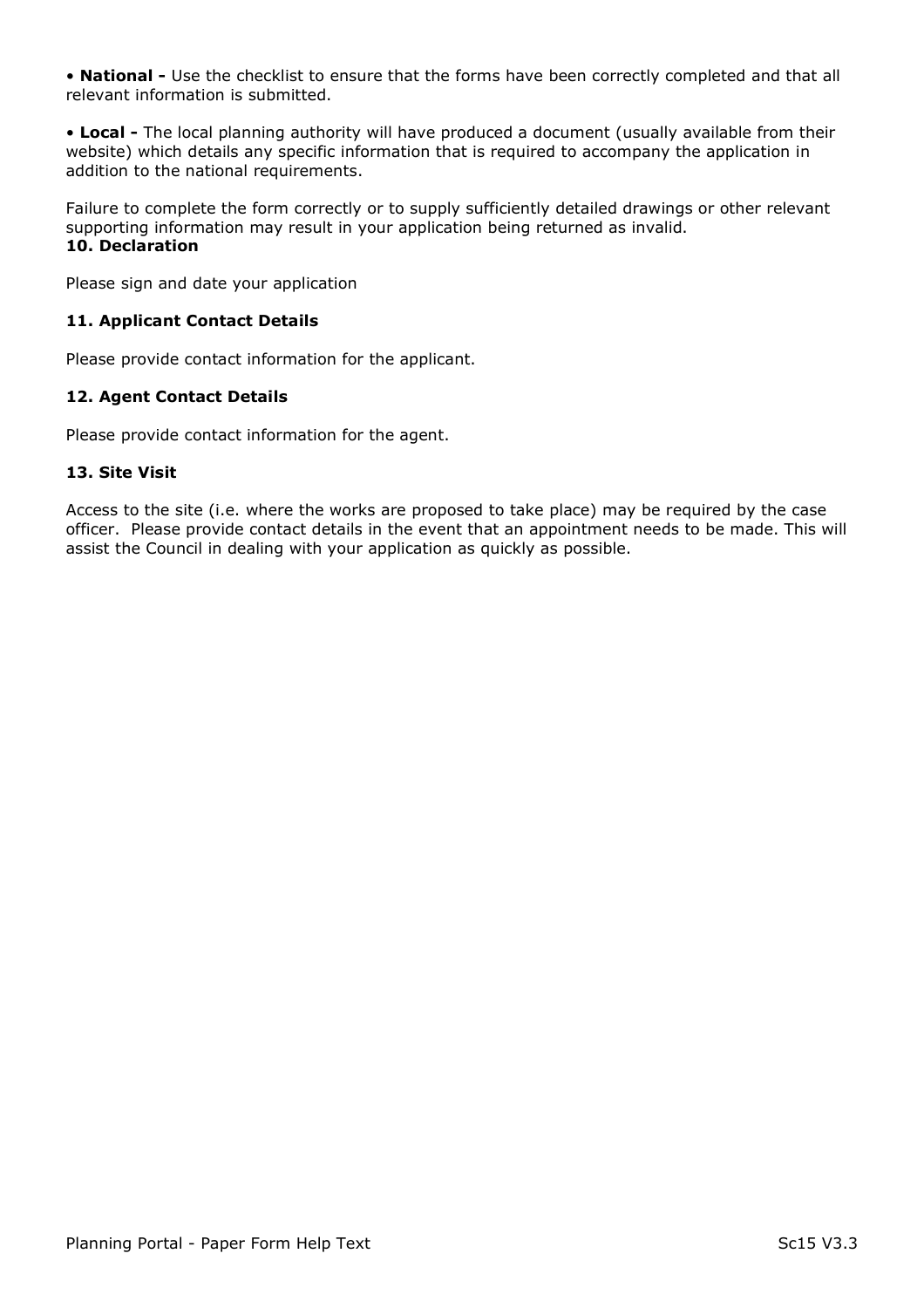• **National -** Use the checklist to ensure that the forms have been correctly completed and that all relevant information is submitted.

• **Local -** The local planning authority will have produced a document (usually available from their website) which details any specific information that is required to accompany the application in addition to the national requirements.

Failure to complete the form correctly or to supply sufficiently detailed drawings or other relevant supporting information may result in your application being returned as invalid.

**10. Declaration**

Please sign and date your application

**11. Applicant Contact Details**

Please provide contact information for the applicant.

**12. Agent Contact Details**

Please provide contact information for the agent.

**13. Site Visit**

Access to the site (i.e. where the works are proposed to take place) may be required by the case officer. Please provide contact details in the event that an appointment needs to be made. This will assist the Council in dealing with your application as quickly as possible.